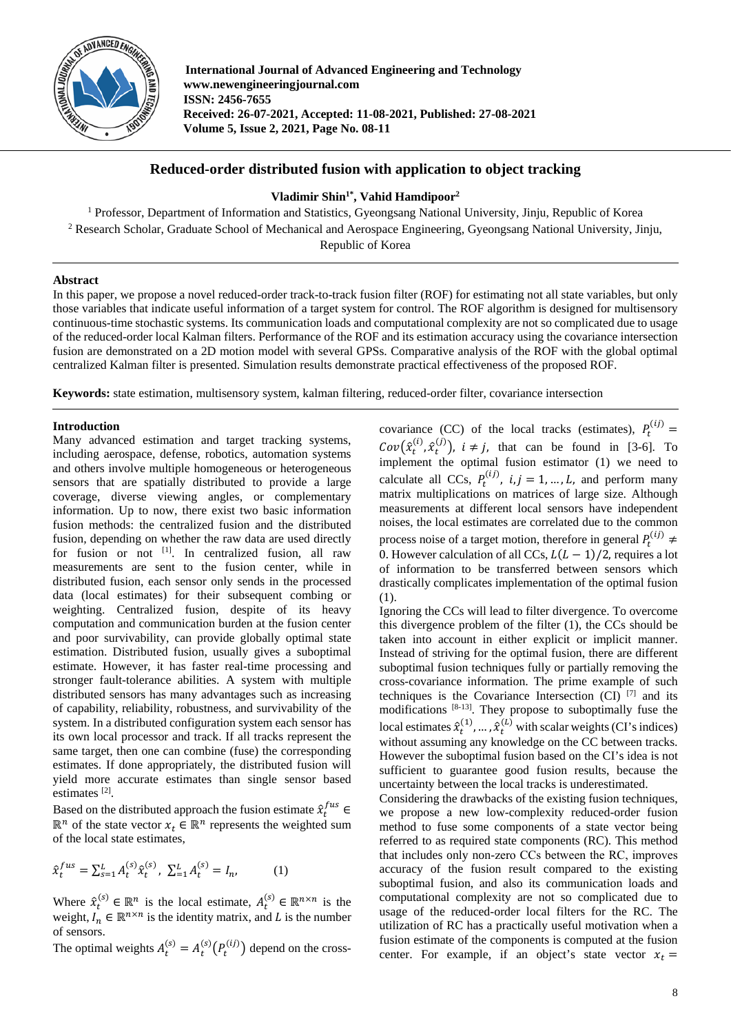**International Journal of Advanced Engineering and Technology**
**www.newengineeringjournal.com**
**ISSN: 2456-7655**
**Received: 26-07-2021, Accepted: 11-08-2021, Published: 27-08-2021**
**Volume 5, Issue 2, 2021, Page No. 08-11**

# Reduced-order distributed fusion with application to object tracking

**Vladimir Shin[1*], Vahid Hamdipoor[2]**

[1] Professor, Department of Information and Statistics, Gyeongsang National University, Jinju, Republic of Korea
[2] Research Scholar, Graduate School of Mechanical and Aerospace Engineering, Gyeongsang National University, Jinju, Republic of Korea

## Abstract

In this paper, we propose a novel reduced-order track-to-track fusion filter (ROF) for estimating not all state variables, but only those variables that indicate useful information of a target system for control. The ROF algorithm is designed for multisensory continuous-time stochastic systems. Its communication loads and computational complexity are not so complicated due to usage of the reduced-order local Kalman filters. Performance of the ROF and its estimation accuracy using the covariance intersection fusion are demonstrated on a 2D motion model with several GPSs. Comparative analysis of the ROF with the global optimal centralized Kalman filter is presented. Simulation results demonstrate practical effectiveness of the proposed ROF.

**Keywords:** state estimation, multisensory system, kalman filtering, reduced-order filter, covariance intersection

## Introduction

Many advanced estimation and target tracking systems, including aerospace, defense, robotics, automation systems and others involve multiple homogeneous or heterogeneous sensors that are spatially distributed to provide a large coverage, diverse viewing angles, or complementary information. Up to now, there exist two basic information fusion methods: the centralized fusion and the distributed fusion, depending on whether the raw data are used directly for fusion or not [1]. In centralized fusion, all raw measurements are sent to the fusion center, while in distributed fusion, each sensor only sends in the processed data (local estimates) for their subsequent combing or weighting. Centralized fusion, despite of its heavy computation and communication burden at the fusion center and poor survivability, can provide globally optimal state estimation. Distributed fusion, usually gives a suboptimal estimate. However, it has faster real-time processing and stronger fault-tolerance abilities. A system with multiple distributed sensors has many advantages such as increasing of capability, reliability, robustness, and survivability of the system. In a distributed configuration system each sensor has its own local processor and track. If all tracks represent the same target, then one can combine (fuse) the corresponding estimates. If done appropriately, the distributed fusion will yield more accurate estimates than single sensor based estimates [2].

Based on the distributed approach the fusion estimate $\hat{x}_t^{fus} \in \mathbb{R}^n$ of the state vector $x_t \in \mathbb{R}^n$ represents the weighted sum of the local state estimates,

$$\hat{x}_t^{fus} = \sum_{s=1}^{L} A_t^{(s)} \hat{x}_t^{(s)}, \; \sum_{=1}^{L} A_t^{(s)} = I_n, \qquad (1)$$

Where $\hat{x}_t^{(s)} \in \mathbb{R}^n$ is the local estimate, $A_t^{(s)} \in \mathbb{R}^{n \times n}$ is the weight, $I_n \in \mathbb{R}^{n \times n}$ is the identity matrix, and $L$ is the number of sensors.

The optimal weights $A_t^{(s)} = A_t^{(s)}\left(P_t^{(ij)}\right)$ depend on the cross-covariance (CC) of the local tracks (estimates), $P_t^{(ij)} = Cov\left(\hat{x}_t^{(i)}, \hat{x}_t^{(j)}\right)$, $i \neq j$, that can be found in [3-6]. To implement the optimal fusion estimator (1) we need to calculate all CCs, $P_t^{(ij)}$, $i, j = 1, \dots, L$, and perform many matrix multiplications on matrices of large size. Although measurements at different local sensors have independent noises, the local estimates are correlated due to the common process noise of a target motion, therefore in general $P_t^{(ij)} \neq 0$. However calculation of all CCs, $L(L-1)/2$, requires a lot of information to be transferred between sensors which drastically complicates implementation of the optimal fusion (1).

Ignoring the CCs will lead to filter divergence. To overcome this divergence problem of the filter (1), the CCs should be taken into account in either explicit or implicit manner. Instead of striving for the optimal fusion, there are different suboptimal fusion techniques fully or partially removing the cross-covariance information. The prime example of such techniques is the Covariance Intersection (CI) [7] and its modifications [8-13]. They propose to suboptimally fuse the local estimates $\hat{x}_t^{(1)}, \dots, \hat{x}_t^{(L)}$ with scalar weights (CI's indices) without assuming any knowledge on the CC between tracks. However the suboptimal fusion based on the CI's idea is not sufficient to guarantee good fusion results, because the uncertainty between the local tracks is underestimated.

Considering the drawbacks of the existing fusion techniques, we propose a new low-complexity reduced-order fusion method to fuse some components of a state vector being referred to as required state components (RC). This method that includes only non-zero CCs between the RC, improves accuracy of the fusion result compared to the existing suboptimal fusion, and also its communication loads and computational complexity are not so complicated due to usage of the reduced-order local filters for the RC. The utilization of RC has a practically useful motivation when a fusion estimate of the components is computed at the fusion center. For example, if an object's state vector $x_t =$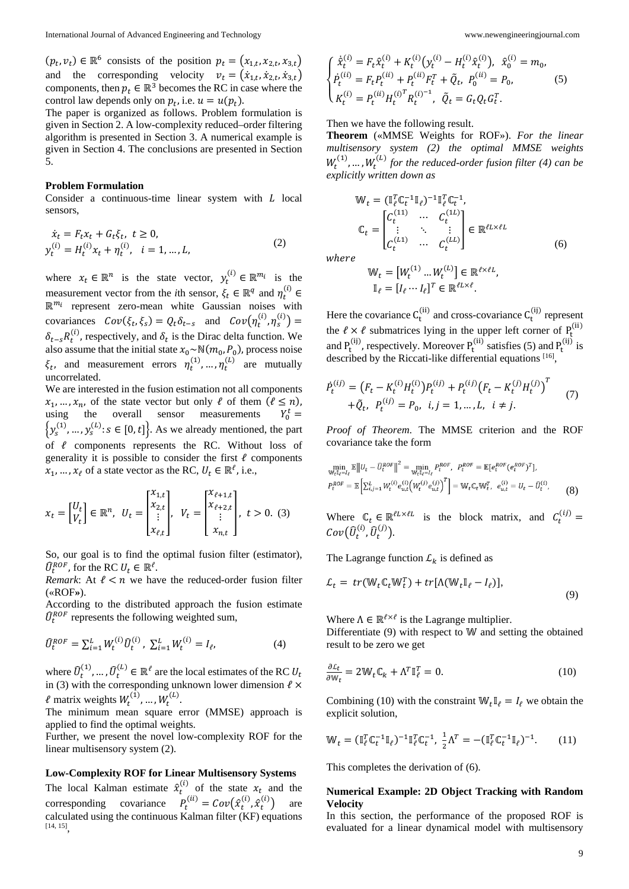$(p_t, v_t) \in \mathbb{R}^6$ consists of the position $p_t = (x_{1,t}, x_{2,t}, x_{3,t})$ and the corresponding velocity $v_t = (\dot{x}_{1,t}, \dot{x}_{2,t}, \dot{x}_{3,t})$ components, then $p_t \in \mathbb{R}^3$ becomes the RC in case where the control law depends only on $p_t$, i.e. $u = u(p_t)$.

The paper is organized as follows. Problem formulation is given in Section 2. A low-complexity reduced–order filtering algorithm is presented in Section 3. A numerical example is given in Section 4. The conclusions are presented in Section 5.

## Problem Formulation

Consider a continuous-time linear system with $L$ local sensors,

$$\begin{aligned} &\dot{x}_t = F_t x_t + G_t \xi_t, \ t \geq 0, \\ &y_t^{(i)} = H_t^{(i)} x_t + \eta_t^{(i)}, \quad i = 1, \dots, L, \end{aligned} \tag{2}$$

where $x_t \in \mathbb{R}^n$ is the state vector, $y_t^{(i)} \in \mathbb{R}^{m_i}$ is the measurement vector from the *i*th sensor, $\xi_t \in \mathbb{R}^q$ and $\eta_t^{(i)} \in \mathbb{R}^{m_i}$ represent zero-mean white Gaussian noises with covariances $Cov(\xi_t, \xi_s) = Q_t \delta_{t-s}$ and $Cov(\eta_t^{(i)}, \eta_s^{(i)}) = \delta_{t-s} R_t^{(i)}$, respectively, and $\delta_t$ is the Dirac delta function. We also assume that the initial state $x_0 \sim \mathbb{N}(m_0, P_0)$, process noise $\xi_t$, and measurement errors $\eta_t^{(1)}, \dots, \eta_t^{(L)}$ are mutually uncorrelated.

We are interested in the fusion estimation not all components $x_1, \dots, x_n$, of the state vector but only $\ell$ of them ($\ell \leq n$), using the overall sensor measurements $Y_0^t = \left\{ y_s^{(1)}, \dots, y_s^{(L)} : s \in [0, t] \right\}$. As we already mentioned, the part of $\ell$ components represents the RC. Without loss of generality it is possible to consider the first $\ell$ components $x_1, \dots, x_\ell$ of a state vector as the RC, $U_t \in \mathbb{R}^\ell$, i.e.,

$$x_t = \begin{bmatrix} U_t \\ V_t \end{bmatrix} \in \mathbb{R}^n, \ U_t = \begin{bmatrix} x_{1,t} \\ x_{2,t} \\ \vdots \\ x_{\ell,t} \end{bmatrix}, \ V_t = \begin{bmatrix} x_{\ell+1,t} \\ x_{\ell+2,t} \\ \vdots \\ x_{n,t} \end{bmatrix}, \ t > 0. \tag{3}$$

So, our goal is to find the optimal fusion filter (estimator), $\hat{U}_t^{ROF}$, for the RC $U_t \in \mathbb{R}^\ell$.

*Remark*: At $\ell < n$ we have the reduced-order fusion filter («ROF»).

According to the distributed approach the fusion estimate $\hat{U}_t^{ROF}$ represents the following weighted sum,

$$\hat{U}_t^{ROF} = \sum_{i=1}^{L} W_t^{(i)} \hat{U}_t^{(i)}, \ \sum_{i=1}^{L} W_t^{(i)} = I_\ell, \tag{4}$$

where $\hat{U}_t^{(1)}, \dots, \hat{U}_t^{(L)} \in \mathbb{R}^\ell$ are the local estimates of the RC $U_t$ in (3) with the corresponding unknown lower dimension $\ell \times \ell$ matrix weights $W_t^{(1)}, \dots, W_t^{(L)}$.

The minimum mean square error (MMSE) approach is applied to find the optimal weights.

Further, we present the novel low-complexity ROF for the linear multisensory system (2).

## Low-Complexity ROF for Linear Multisensory Systems

The local Kalman estimate $\hat{x}_t^{(i)}$ of the state $x_t$ and the corresponding covariance $P_t^{(ii)} = Cov(\hat{x}_t^{(i)}, \hat{x}_t^{(i)})$ are calculated using the continuous Kalman filter (KF) equations [14, 15],

$$\begin{cases} \dot{\hat{x}}_t^{(i)} = F_t \hat{x}_t^{(i)} + K_t^{(i)} \big( y_t^{(i)} - H_t^{(i)} \hat{x}_t^{(i)} \big), \ \hat{x}_0^{(i)} = m_0, \\ \dot{P}_t^{(ii)} = F_t P_t^{(ii)} + P_t^{(ii)} F_t^T + \tilde{Q}_t, \ P_0^{(ii)} = P_0, \\ K_t^{(i)} = P_t^{(ii)} H_t^{(i)^T} R_t^{(i)^{-1}}, \ \tilde{Q}_t = G_t Q_t G_t^T. \end{cases} \tag{5}$$

Then we have the following result.

**Theorem** («MMSE Weights for ROF»). *For the linear multisensory system (2) the optimal MMSE weights $W_t^{(1)}, \dots, W_t^{(L)}$ for the reduced-order fusion filter (4) can be explicitly written down as*

$$\mathbb{W}_t = (\mathbb{I}_\ell^T \mathbb{C}_t^{-1} \mathbb{I}_\ell)^{-1} \mathbb{I}_\ell^T \mathbb{C}_t^{-1}, \quad \mathbb{C}_t = \begin{bmatrix} C_t^{(11)} & \cdots & C_t^{(1L)} \\ \vdots & \ddots & \vdots \\ C_t^{(L1)} & \cdots & C_t^{(LL)} \end{bmatrix} \in \mathbb{R}^{\ell L \times \ell L} \tag{6}$$

*where*

$$\mathbb{W}_t = \left[ W_t^{(1)} \dots W_t^{(L)} \right] \in \mathbb{R}^{\ell \times \ell L}, \quad \mathbb{I}_\ell = [I_\ell \cdots I_\ell]^T \in \mathbb{R}^{\ell L \times \ell}.$$

Here the covariance $C_t^{(ii)}$ and cross-covariance $C_t^{(ij)}$ represent the $\ell \times \ell$ submatrices lying in the upper left corner of $P_t^{(ii)}$ and $P_t^{(ij)}$, respectively. Moreover $P_t^{(ii)}$ satisfies (5) and $P_t^{(ij)}$ is described by the Riccati-like differential equations [16],

$$\begin{aligned} \dot{P}_t^{(ij)} &= \big( F_t - K_t^{(i)} H_t^{(i)} \big) P_t^{(ij)} + P_t^{(ij)} \big( F_t - K_t^{(j)} H_t^{(j)} \big)^T \\ &+ \tilde{Q}_t, \ P_t^{(ij)} = P_0, \ i, j = 1, \dots, L, \ i \neq j. \end{aligned} \tag{7}$$

*Proof of Theorem*. The MMSE criterion and the ROF covariance take the form

$$\begin{aligned} &\min_{\mathbb{W}_t \mathbb{I}_\ell = I_\ell} \mathbb{E} \left\| U_t - \hat{U}_t^{ROF} \right\|^2 = \min_{\mathbb{W}_t \mathbb{I}_\ell = I_\ell} P_t^{ROF}, \ P_t^{ROF} = \mathbb{E}[e_t^{ROF} (e_t^{ROF})^T], \\ &P_t^{ROF} = \mathbb{E} \left[ \textstyle\sum_{i,j=1}^{L} W_t^{(i)} e_{u,t}^{(i)} \big( W_t^{(j)} e_{u,t}^{(j)} \big)^T \right] = \mathbb{W}_t \mathbb{C}_t \mathbb{W}_t^T, \ e_{u,t}^{(i)} = U_t - \hat{U}_t^{(i)}, \end{aligned} \tag{8}$$

Where $\mathbb{C}_t \in \mathbb{R}^{\ell L \times \ell L}$ is the block matrix, and $C_t^{(ij)} = Cov(\hat{U}_t^{(i)}, \hat{U}_t^{(j)})$.

The Lagrange function $\mathcal{L}_k$ is defined as

$$\mathcal{L}_t = tr(\mathbb{W}_t \mathbb{C}_t \mathbb{W}_t^T) + tr[\Lambda(\mathbb{W}_t \mathbb{I}_\ell - I_\ell)], \tag{9}$$

Where $\Lambda \in \mathbb{R}^{\ell \times \ell}$ is the Lagrange multiplier.

Differentiate (9) with respect to $\mathbb{W}$ and setting the obtained result to be zero we get

$$\frac{\partial \mathcal{L}_t}{\partial \mathbb{W}_t} = 2 \mathbb{W}_t \mathbb{C}_k + \Lambda^T \mathbb{I}_\ell^T = 0. \tag{10}$$

Combining (10) with the constraint $\mathbb{W}_t \mathbb{I}_\ell = I_\ell$ we obtain the explicit solution,

$$\mathbb{W}_t = (\mathbb{I}_\ell^T \mathbb{C}_t^{-1} \mathbb{I}_\ell)^{-1} \mathbb{I}_\ell^T \mathbb{C}_t^{-1}, \ \tfrac{1}{2} \Lambda^T = -(\mathbb{I}_\ell^T \mathbb{C}_t^{-1} \mathbb{I}_\ell)^{-1}. \tag{11}$$

This completes the derivation of (6).

## Numerical Example: 2D Object Tracking with Random Velocity

In this section, the performance of the proposed ROF is evaluated for a linear dynamical model with multisensory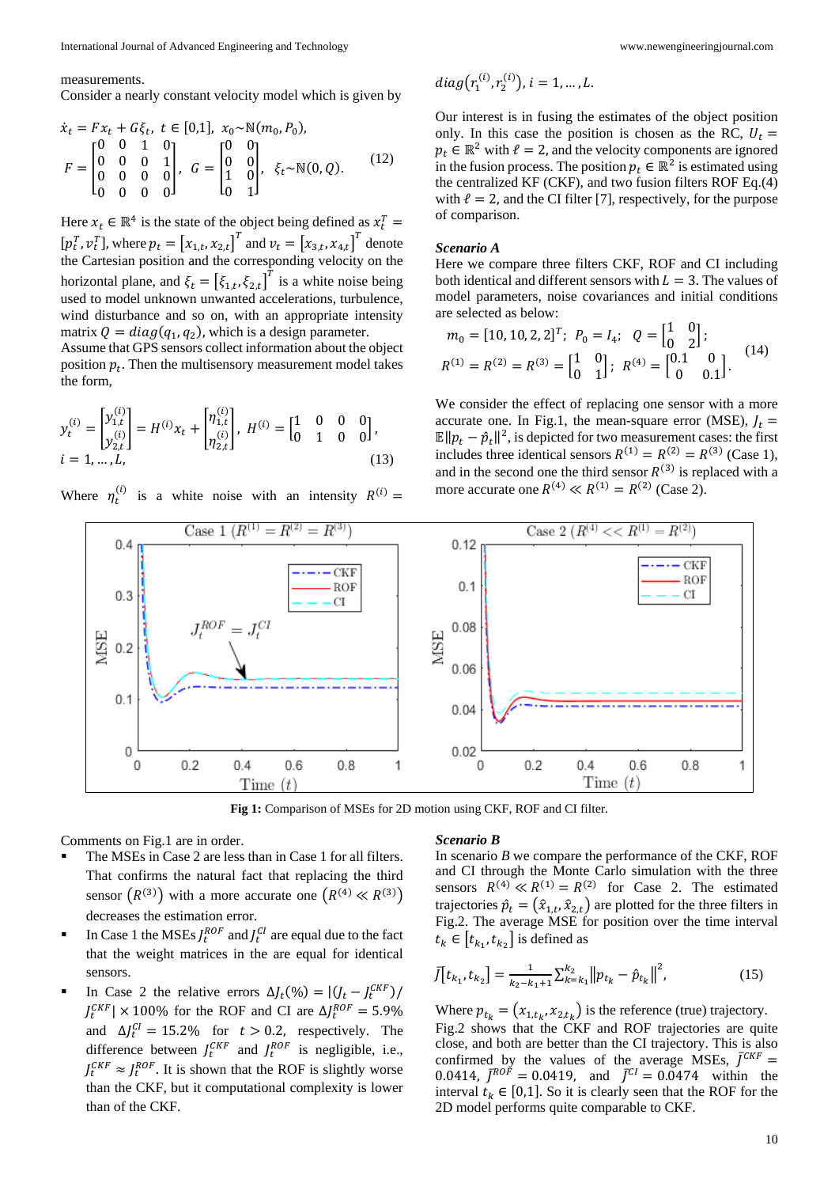measurements.

Consider a nearly constant velocity model which is given by

$$\dot{x}_t = Fx_t + G\xi_t,\ t \in [0,1],\ x_0 \sim \mathbb{N}(m_0, P_0),$$
$$F = \begin{bmatrix} 0 & 0 & 1 & 0 \\ 0 & 0 & 0 & 1 \\ 0 & 0 & 0 & 0 \\ 0 & 0 & 0 & 0 \end{bmatrix},\ G = \begin{bmatrix} 0 & 0 \\ 0 & 0 \\ 1 & 0 \\ 0 & 1 \end{bmatrix},\ \xi_t \sim \mathbb{N}(0, Q). \quad (12)$$

Here $x_t \in \mathbb{R}^4$ is the state of the object being defined as $x_t^T = [p_t^T, v_t^T]$, where $p_t = [x_{1,t}, x_{2,t}]^T$ and $v_t = [x_{3,t}, x_{4,t}]^T$ denote the Cartesian position and the corresponding velocity on the horizontal plane, and $\xi_t = [\xi_{1,t}, \xi_{2,t}]^T$ is a white noise being used to model unknown unwanted accelerations, turbulence, wind disturbance and so on, with an appropriate intensity matrix $Q = diag(q_1, q_2)$, which is a design parameter.

Assume that GPS sensors collect information about the object position $p_t$. Then the multisensory measurement model takes the form,

$$y_t^{(i)} = \begin{bmatrix} y_{1,t}^{(i)} \\ y_{2,t}^{(i)} \end{bmatrix} = H^{(i)}x_t + \begin{bmatrix} \eta_{1,t}^{(i)} \\ \eta_{2,t}^{(i)} \end{bmatrix},\ H^{(i)} = \begin{bmatrix} 1 & 0 & 0 & 0 \\ 0 & 1 & 0 & 0 \end{bmatrix},$$
$$i = 1, \dots, L, \quad (13)$$

Where $\eta_t^{(i)}$ is a white noise with an intensity $R^{(i)} = diag(r_1^{(i)}, r_2^{(i)}),\ i = 1, \dots, L.$

Our interest is in fusing the estimates of the object position only. In this case the position is chosen as the RC, $U_t = p_t \in \mathbb{R}^2$ with $\ell = 2$, and the velocity components are ignored in the fusion process. The position $p_t \in \mathbb{R}^2$ is estimated using the centralized KF (CKF), and two fusion filters ROF Eq.(4) with $\ell = 2$, and the CI filter [7], respectively, for the purpose of comparison.

***Scenario A***

Here we compare three filters CKF, ROF and CI including both identical and different sensors with $L = 3$. The values of model parameters, noise covariances and initial conditions are selected as below:

$$m_0 = [10, 10, 2, 2]^T;\ P_0 = I_4;\ Q = \begin{bmatrix} 1 & 0 \\ 0 & 2 \end{bmatrix};$$
$$R^{(1)} = R^{(2)} = R^{(3)} = \begin{bmatrix} 1 & 0 \\ 0 & 1 \end{bmatrix};\ R^{(4)} = \begin{bmatrix} 0.1 & 0 \\ 0 & 0.1 \end{bmatrix}. \quad (14)$$

We consider the effect of replacing one sensor with a more accurate one. In Fig.1, the mean-square error (MSE), $J_t = \mathbb{E}\|p_t - \hat{p}_t\|^2$, is depicted for two measurement cases: the first includes three identical sensors $R^{(1)} = R^{(2)} = R^{(3)}$ (Case 1), and in the second one the third sensor $R^{(3)}$ is replaced with a more accurate one $R^{(4)} \ll R^{(1)} = R^{(2)}$ (Case 2).

**Fig 1:** Comparison of MSEs for 2D motion using CKF, ROF and CI filter.

Comments on Fig.1 are in order.

- The MSEs in Case 2 are less than in Case 1 for all filters. That confirms the natural fact that replacing the third sensor $(R^{(3)})$ with a more accurate one $(R^{(4)} \ll R^{(3)})$ decreases the estimation error.
- In Case 1 the MSEs $J_t^{ROF}$ and $J_t^{CI}$ are equal due to the fact that the weight matrices in the are equal for identical sensors.
- In Case 2 the relative errors $\Delta J_t(\%) = |(J_t - J_t^{CKF})/J_t^{CKF}| \times 100\%$ for the ROF and CI are $\Delta J_t^{ROF} = 5.9\%$ and $\Delta J_t^{CI} = 15.2\%$ for $t > 0.2$, respectively. The difference between $J_t^{CKF}$ and $J_t^{ROF}$ is negligible, i.e., $J_t^{CKF} \approx J_t^{ROF}$. It is shown that the ROF is slightly worse than the CKF, but it computational complexity is lower than of the CKF.

***Scenario B***

In scenario *B* we compare the performance of the CKF, ROF and CI through the Monte Carlo simulation with the three sensors $R^{(4)} \ll R^{(1)} = R^{(2)}$ for Case 2. The estimated trajectories $\hat{p}_t = (\hat{x}_{1,t}, \hat{x}_{2,t})$ are plotted for the three filters in Fig.2. The average MSE for position over the time interval $t_k \in [t_{k_1}, t_{k_2}]$ is defined as

$$\bar{J}[t_{k_1}, t_{k_2}] = \frac{1}{k_2 - k_1 + 1} \sum_{k=k_1}^{k_2} \|p_{t_k} - \hat{p}_{t_k}\|^2, \quad (15)$$

Where $p_{t_k} = (x_{1,t_k}, x_{2,t_k})$ is the reference (true) trajectory.

Fig.2 shows that the CKF and ROF trajectories are quite close, and both are better than the CI trajectory. This is also confirmed by the values of the average MSEs, $\bar{J}^{CKF} = 0.0414$, $\bar{J}^{ROF} = 0.0419$, and $\bar{J}^{CI} = 0.0474$ within the interval $t_k \in [0,1]$. So it is clearly seen that the ROF for the 2D model performs quite comparable to CKF.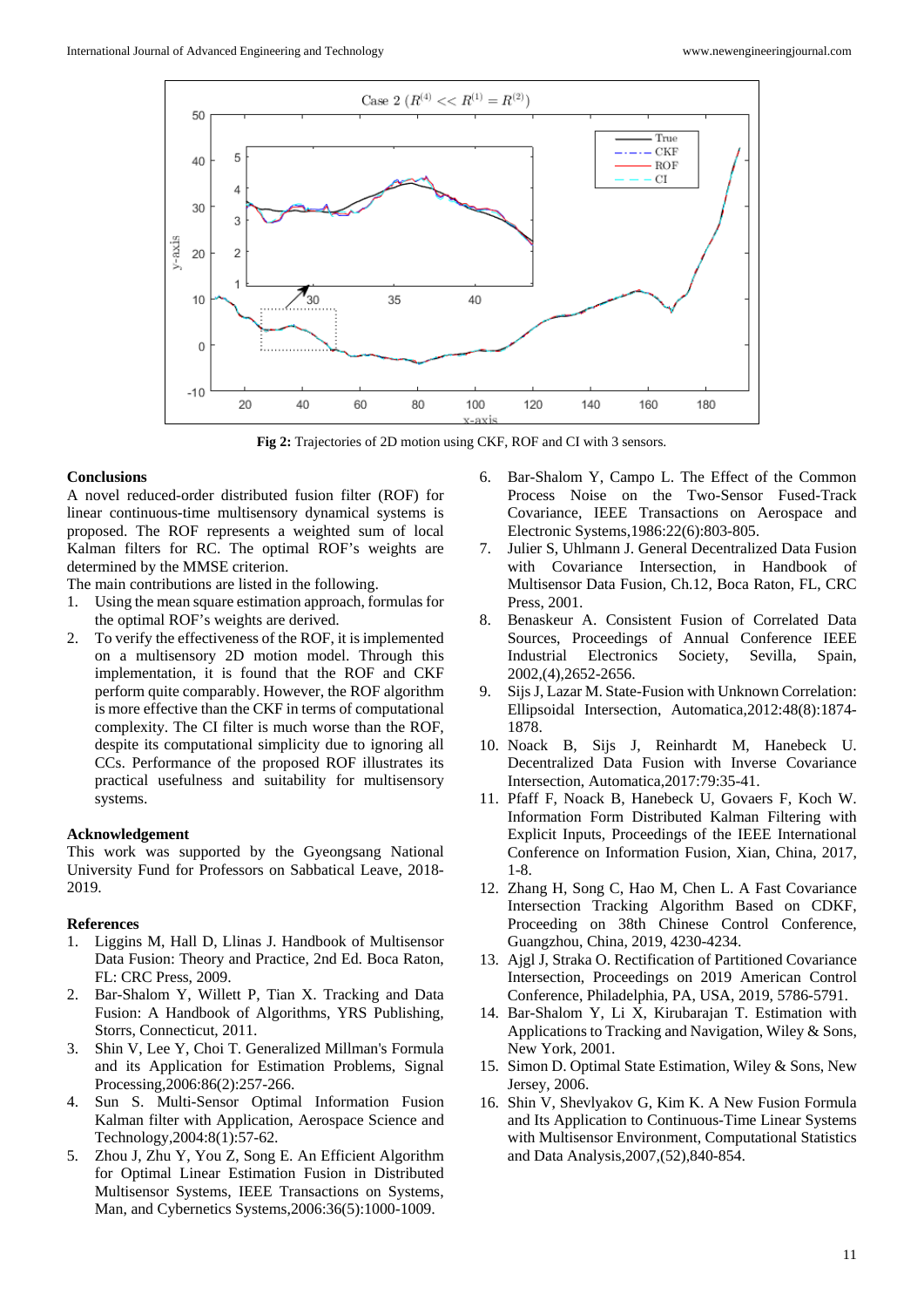Case 2 ($R^{(4)} << R^{(1)} = R^{(2)}$)

50
40
30
20
10
0
-10

y-axis

20 40 60 80 100 120 140 160 180

x-axis

5
4
3
2
1

30 35 40

True
CKF
ROF
CI

**Fig 2:** Trajectories of 2D motion using CKF, ROF and CI with 3 sensors.

## Conclusions

A novel reduced-order distributed fusion filter (ROF) for linear continuous-time multisensory dynamical systems is proposed. The ROF represents a weighted sum of local Kalman filters for RC. The optimal ROF's weights are determined by the MMSE criterion.

The main contributions are listed in the following.

1. Using the mean square estimation approach, formulas for the optimal ROF's weights are derived.
2. To verify the effectiveness of the ROF, it is implemented on a multisensory 2D motion model. Through this implementation, it is found that the ROF and CKF perform quite comparably. However, the ROF algorithm is more effective than the CKF in terms of computational complexity. The CI filter is much worse than the ROF, despite its computational simplicity due to ignoring all CCs. Performance of the proposed ROF illustrates its practical usefulness and suitability for multisensory systems.

## Acknowledgement

This work was supported by the Gyeongsang National University Fund for Professors on Sabbatical Leave, 2018-2019.

## References

1. Liggins M, Hall D, Llinas J. Handbook of Multisensor Data Fusion: Theory and Practice, 2nd Ed. Boca Raton, FL: CRC Press, 2009.
2. Bar-Shalom Y, Willett P, Tian X. Tracking and Data Fusion: A Handbook of Algorithms, YRS Publishing, Storrs, Connecticut, 2011.
3. Shin V, Lee Y, Choi T. Generalized Millman's Formula and its Application for Estimation Problems, Signal Processing,2006:86(2):257-266.
4. Sun S. Multi-Sensor Optimal Information Fusion Kalman filter with Application, Aerospace Science and Technology,2004:8(1):57-62.
5. Zhou J, Zhu Y, You Z, Song E. An Efficient Algorithm for Optimal Linear Estimation Fusion in Distributed Multisensor Systems, IEEE Transactions on Systems, Man, and Cybernetics Systems,2006:36(5):1000-1009.
6. Bar-Shalom Y, Campo L. The Effect of the Common Process Noise on the Two-Sensor Fused-Track Covariance, IEEE Transactions on Aerospace and Electronic Systems,1986:22(6):803-805.
7. Julier S, Uhlmann J. General Decentralized Data Fusion with Covariance Intersection, in Handbook of Multisensor Data Fusion, Ch.12, Boca Raton, FL, CRC Press, 2001.
8. Benaskeur A. Consistent Fusion of Correlated Data Sources, Proceedings of Annual Conference IEEE Industrial Electronics Society, Sevilla, Spain, 2002,(4),2652-2656.
9. Sijs J, Lazar M. State-Fusion with Unknown Correlation: Ellipsoidal Intersection, Automatica,2012:48(8):1874-1878.
10. Noack B, Sijs J, Reinhardt M, Hanebeck U. Decentralized Data Fusion with Inverse Covariance Intersection, Automatica,2017:79:35-41.
11. Pfaff F, Noack B, Hanebeck U, Govaers F, Koch W. Information Form Distributed Kalman Filtering with Explicit Inputs, Proceedings of the IEEE International Conference on Information Fusion, Xian, China, 2017, 1-8.
12. Zhang H, Song C, Hao M, Chen L. A Fast Covariance Intersection Tracking Algorithm Based on CDKF, Proceeding on 38th Chinese Control Conference, Guangzhou, China, 2019, 4230-4234.
13. Ajgl J, Straka O. Rectification of Partitioned Covariance Intersection, Proceedings on 2019 American Control Conference, Philadelphia, PA, USA, 2019, 5786-5791.
14. Bar-Shalom Y, Li X, Kirubarajan T. Estimation with Applications to Tracking and Navigation, Wiley & Sons, New York, 2001.
15. Simon D. Optimal State Estimation, Wiley & Sons, New Jersey, 2006.
16. Shin V, Shevlyakov G, Kim K. A New Fusion Formula and Its Application to Continuous-Time Linear Systems with Multisensor Environment, Computational Statistics and Data Analysis,2007,(52),840-854.